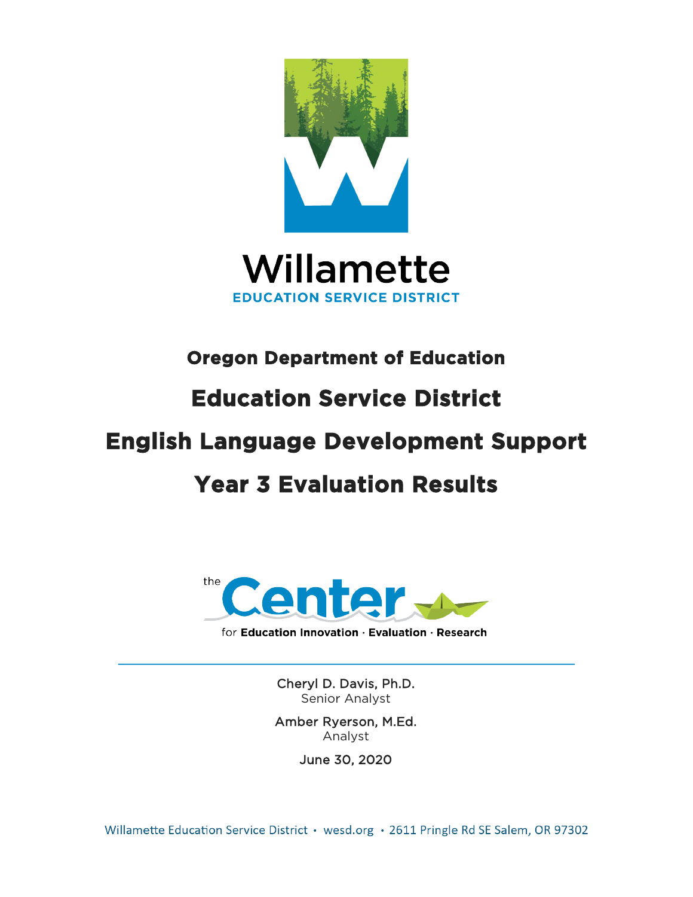Willamette

EDUCATION SERVICE DISTRICT

# Oregon Department of Education

# Education Service District

# English Language Development Support

# Year 3 Evaluation Results

the Center

for **Education Innovation · Evaluation · Research**

Cheryl D. Davis, Ph.D.
Senior Analyst

Amber Ryerson, M.Ed.
Analyst

June 30, 2020

Willamette Education Service District • wesd.org • 2611 Pringle Rd SE Salem, OR 97302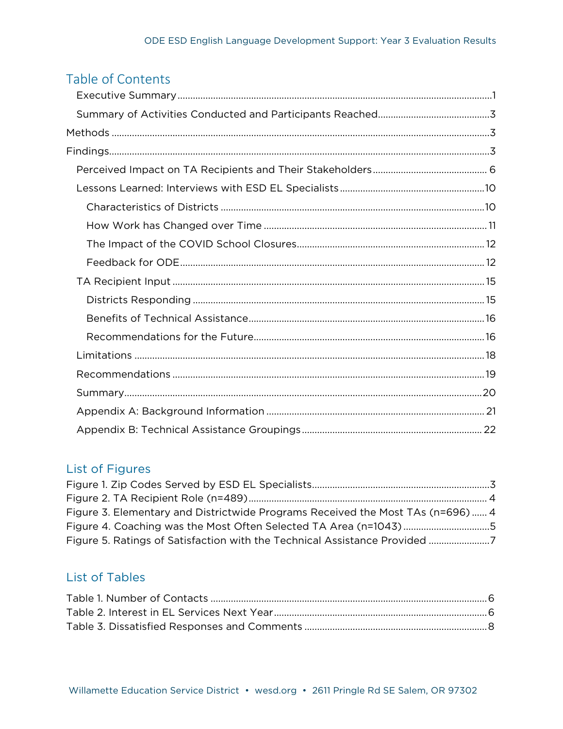## Table of Contents

- Executive Summary ....................................................................................................................1
- Summary of Activities Conducted and Participants Reached..........................................3

Methods ......................................................................................................................................3

Findings.......................................................................................................................................3

- Perceived Impact on TA Recipients and Their Stakeholders ........................................... 6
- Lessons Learned: Interviews with ESD EL Specialists .......................................................10
  - Characteristics of Districts ....................................................................................10
  - How Work has Changed over Time ...................................................................... 11
  - The Impact of the COVID School Closures.......................................................... 12
  - Feedback for ODE ................................................................................................... 12
- TA Recipient Input ............................................................................................................ 15
  - Districts Responding ............................................................................................. 15
  - Benefits of Technical Assistance............................................................................16
  - Recommendations for the Future...........................................................................16
- Limitations ......................................................................................................................... 18
- Recommendations ............................................................................................................ 19
- Summary.............................................................................................................................20
- Appendix A: Background Information .............................................................................. 21
- Appendix B: Technical Assistance Groupings ................................................................... 22

## List of Figures

Figure 1. Zip Codes Served by ESD EL Specialists.......................................................................3
Figure 2. TA Recipient Role (n=489) ............................................................................................ 4
Figure 3. Elementary and Districtwide Programs Received the Most TAs (n=696) ...... 4
Figure 4. Coaching was the Most Often Selected TA Area (n=1043) ...................................5
Figure 5. Ratings of Satisfaction with the Technical Assistance Provided ........................7

## List of Tables

Table 1. Number of Contacts ........................................................................................................6
Table 2. Interest in EL Services Next Year....................................................................................6
Table 3. Dissatisfied Responses and Comments .........................................................................8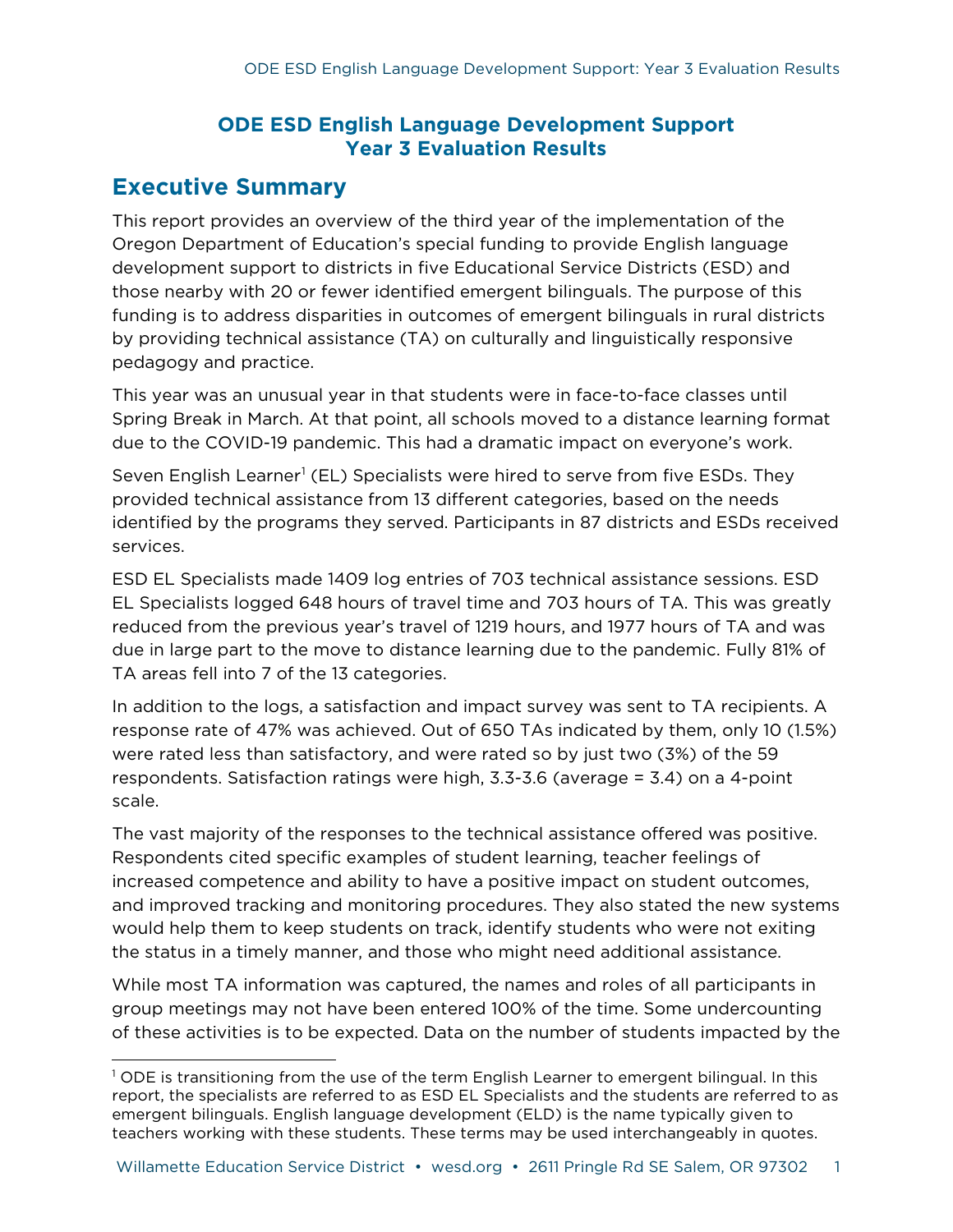# ODE ESD English Language Development Support
# Year 3 Evaluation Results

## Executive Summary

This report provides an overview of the third year of the implementation of the Oregon Department of Education's special funding to provide English language development support to districts in five Educational Service Districts (ESD) and those nearby with 20 or fewer identified emergent bilinguals. The purpose of this funding is to address disparities in outcomes of emergent bilinguals in rural districts by providing technical assistance (TA) on culturally and linguistically responsive pedagogy and practice.

This year was an unusual year in that students were in face-to-face classes until Spring Break in March. At that point, all schools moved to a distance learning format due to the COVID-19 pandemic. This had a dramatic impact on everyone's work.

Seven English Learner[1] (EL) Specialists were hired to serve from five ESDs. They provided technical assistance from 13 different categories, based on the needs identified by the programs they served. Participants in 87 districts and ESDs received services.

ESD EL Specialists made 1409 log entries of 703 technical assistance sessions. ESD EL Specialists logged 648 hours of travel time and 703 hours of TA. This was greatly reduced from the previous year's travel of 1219 hours, and 1977 hours of TA and was due in large part to the move to distance learning due to the pandemic. Fully 81% of TA areas fell into 7 of the 13 categories.

In addition to the logs, a satisfaction and impact survey was sent to TA recipients. A response rate of 47% was achieved. Out of 650 TAs indicated by them, only 10 (1.5%) were rated less than satisfactory, and were rated so by just two (3%) of the 59 respondents. Satisfaction ratings were high, 3.3-3.6 (average = 3.4) on a 4-point scale.

The vast majority of the responses to the technical assistance offered was positive. Respondents cited specific examples of student learning, teacher feelings of increased competence and ability to have a positive impact on student outcomes, and improved tracking and monitoring procedures. They also stated the new systems would help them to keep students on track, identify students who were not exiting the status in a timely manner, and those who might need additional assistance.

While most TA information was captured, the names and roles of all participants in group meetings may not have been entered 100% of the time. Some undercounting of these activities is to be expected. Data on the number of students impacted by the

[1] ODE is transitioning from the use of the term English Learner to emergent bilingual. In this report, the specialists are referred to as ESD EL Specialists and the students are referred to as emergent bilinguals. English language development (ELD) is the name typically given to teachers working with these students. These terms may be used interchangeably in quotes.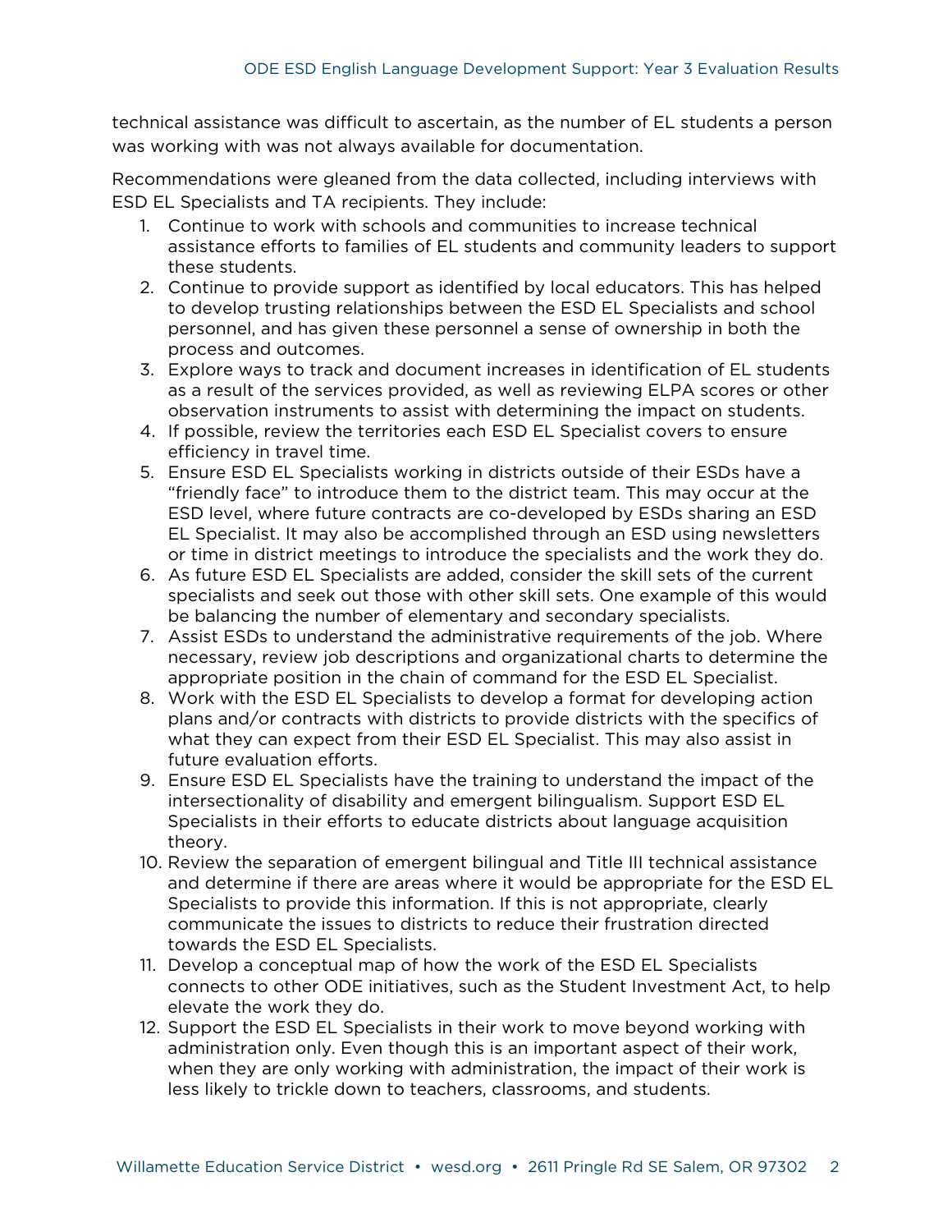technical assistance was difficult to ascertain, as the number of EL students a person was working with was not always available for documentation.

Recommendations were gleaned from the data collected, including interviews with ESD EL Specialists and TA recipients. They include:

1. Continue to work with schools and communities to increase technical assistance efforts to families of EL students and community leaders to support these students.
2. Continue to provide support as identified by local educators. This has helped to develop trusting relationships between the ESD EL Specialists and school personnel, and has given these personnel a sense of ownership in both the process and outcomes.
3. Explore ways to track and document increases in identification of EL students as a result of the services provided, as well as reviewing ELPA scores or other observation instruments to assist with determining the impact on students.
4. If possible, review the territories each ESD EL Specialist covers to ensure efficiency in travel time.
5. Ensure ESD EL Specialists working in districts outside of their ESDs have a "friendly face" to introduce them to the district team. This may occur at the ESD level, where future contracts are co-developed by ESDs sharing an ESD EL Specialist. It may also be accomplished through an ESD using newsletters or time in district meetings to introduce the specialists and the work they do.
6. As future ESD EL Specialists are added, consider the skill sets of the current specialists and seek out those with other skill sets. One example of this would be balancing the number of elementary and secondary specialists.
7. Assist ESDs to understand the administrative requirements of the job. Where necessary, review job descriptions and organizational charts to determine the appropriate position in the chain of command for the ESD EL Specialist.
8. Work with the ESD EL Specialists to develop a format for developing action plans and/or contracts with districts to provide districts with the specifics of what they can expect from their ESD EL Specialist. This may also assist in future evaluation efforts.
9. Ensure ESD EL Specialists have the training to understand the impact of the intersectionality of disability and emergent bilingualism. Support ESD EL Specialists in their efforts to educate districts about language acquisition theory.
10. Review the separation of emergent bilingual and Title III technical assistance and determine if there are areas where it would be appropriate for the ESD EL Specialists to provide this information. If this is not appropriate, clearly communicate the issues to districts to reduce their frustration directed towards the ESD EL Specialists.
11. Develop a conceptual map of how the work of the ESD EL Specialists connects to other ODE initiatives, such as the Student Investment Act, to help elevate the work they do.
12. Support the ESD EL Specialists in their work to move beyond working with administration only. Even though this is an important aspect of their work, when they are only working with administration, the impact of their work is less likely to trickle down to teachers, classrooms, and students.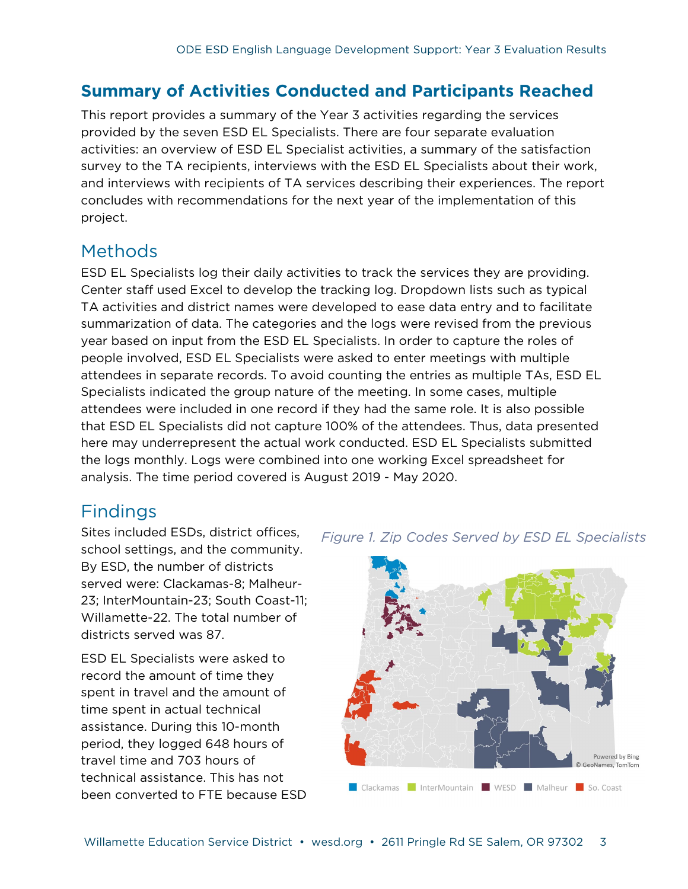## Summary of Activities Conducted and Participants Reached

This report provides a summary of the Year 3 activities regarding the services provided by the seven ESD EL Specialists. There are four separate evaluation activities: an overview of ESD EL Specialist activities, a summary of the satisfaction survey to the TA recipients, interviews with the ESD EL Specialists about their work, and interviews with recipients of TA services describing their experiences. The report concludes with recommendations for the next year of the implementation of this project.

### Methods

ESD EL Specialists log their daily activities to track the services they are providing. Center staff used Excel to develop the tracking log. Dropdown lists such as typical TA activities and district names were developed to ease data entry and to facilitate summarization of data. The categories and the logs were revised from the previous year based on input from the ESD EL Specialists. In order to capture the roles of people involved, ESD EL Specialists were asked to enter meetings with multiple attendees in separate records. To avoid counting the entries as multiple TAs, ESD EL Specialists indicated the group nature of the meeting. In some cases, multiple attendees were included in one record if they had the same role. It is also possible that ESD EL Specialists did not capture 100% of the attendees. Thus, data presented here may underrepresent the actual work conducted. ESD EL Specialists submitted the logs monthly. Logs were combined into one working Excel spreadsheet for analysis. The time period covered is August 2019 - May 2020.

### Findings

Sites included ESDs, district offices, school settings, and the community. By ESD, the number of districts served were: Clackamas-8; Malheur-23; InterMountain-23; South Coast-11; Willamette-22. The total number of districts served was 87.

*Figure 1. Zip Codes Served by ESD EL Specialists*

Clackamas | InterMountain | WESD | Malheur | So. Coast

ESD EL Specialists were asked to record the amount of time they spent in travel and the amount of time spent in actual technical assistance. During this 10-month period, they logged 648 hours of travel time and 703 hours of technical assistance. This has not been converted to FTE because ESD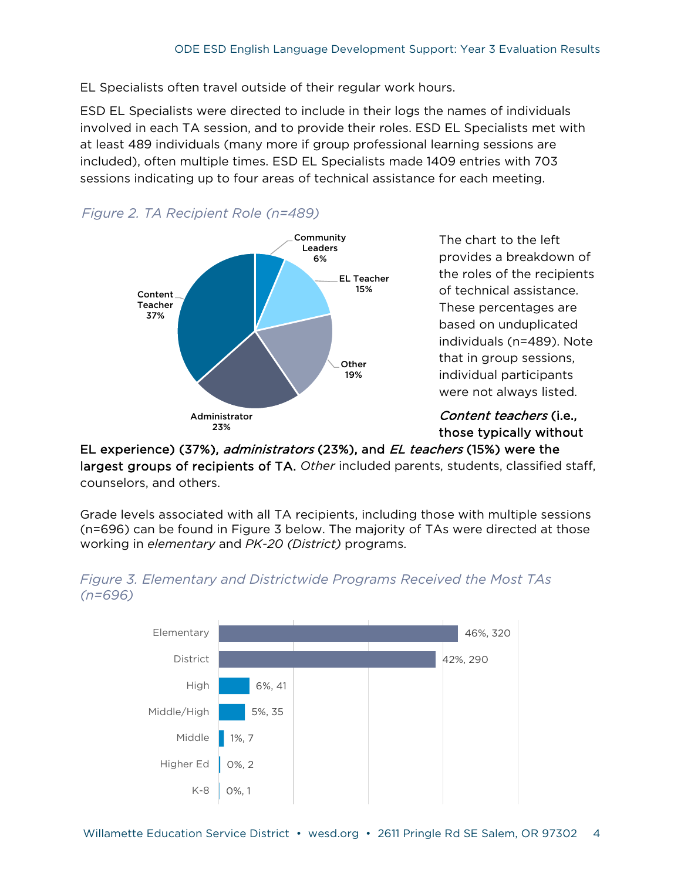EL Specialists often travel outside of their regular work hours.

ESD EL Specialists were directed to include in their logs the names of individuals involved in each TA session, and to provide their roles. ESD EL Specialists met with at least 489 individuals (many more if group professional learning sessions are included), often multiple times. ESD EL Specialists made 1409 entries with 703 sessions indicating up to four areas of technical assistance for each meeting.

*Figure 2. TA Recipient Role (n=489)*

| Role | Percent |
|---|---|
| Content Teacher | 37% |
| Administrator | 23% |
| Other | 19% |
| EL Teacher | 15% |
| Community Leaders | 6% |

The chart to the left provides a breakdown of the roles of the recipients of technical assistance. These percentages are based on unduplicated individuals (n=489). Note that in group sessions, individual participants were not always listed.

***Content teachers* (i.e., those typically without EL experience) (37%), *administrators* (23%), and *EL teachers* (15%) were the largest groups of recipients of TA.** *Other* included parents, students, classified staff, counselors, and others.

Grade levels associated with all TA recipients, including those with multiple sessions (n=696) can be found in Figure 3 below. The majority of TAs were directed at those working in *elementary* and *PK-20 (District)* programs.

*Figure 3. Elementary and Districtwide Programs Received the Most TAs (n=696)*

| Grade Level | Percent, Count |
|---|---|
| Elementary | 46%, 320 |
| District | 42%, 290 |
| High | 6%, 41 |
| Middle/High | 5%, 35 |
| Middle | 1%, 7 |
| Higher Ed | 0%, 2 |
| K-8 | 0%, 1 |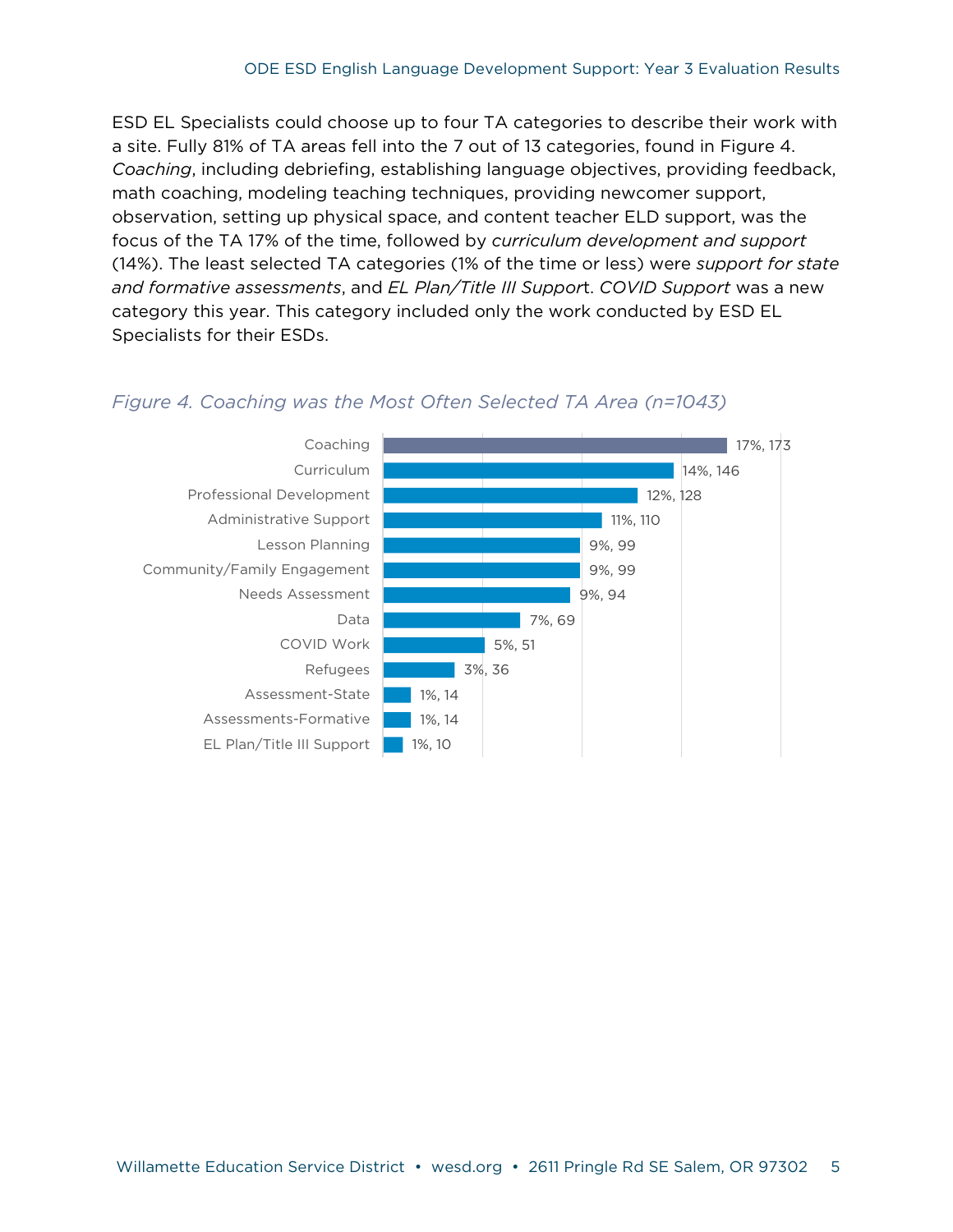ESD EL Specialists could choose up to four TA categories to describe their work with a site. Fully 81% of TA areas fell into the 7 out of 13 categories, found in Figure 4. *Coaching*, including debriefing, establishing language objectives, providing feedback, math coaching, modeling teaching techniques, providing newcomer support, observation, setting up physical space, and content teacher ELD support, was the focus of the TA 17% of the time, followed by *curriculum development and support* (14%). The least selected TA categories (1% of the time or less) were *support for state and formative assessments*, and *EL Plan/Title III Suppor*t. *COVID Support* was a new category this year. This category included only the work conducted by ESD EL Specialists for their ESDs.

*Figure 4. Coaching was the Most Often Selected TA Area (n=1043)*

| TA Area | Percent, Count |
|---|---|
| Coaching | 17%, 173 |
| Curriculum | 14%, 146 |
| Professional Development | 12%, 128 |
| Administrative Support | 11%, 110 |
| Lesson Planning | 9%, 99 |
| Community/Family Engagement | 9%, 99 |
| Needs Assessment | 9%, 94 |
| Data | 7%, 69 |
| COVID Work | 5%, 51 |
| Refugees | 3%, 36 |
| Assessment-State | 1%, 14 |
| Assessments-Formative | 1%, 14 |
| EL Plan/Title III Support | 1%, 10 |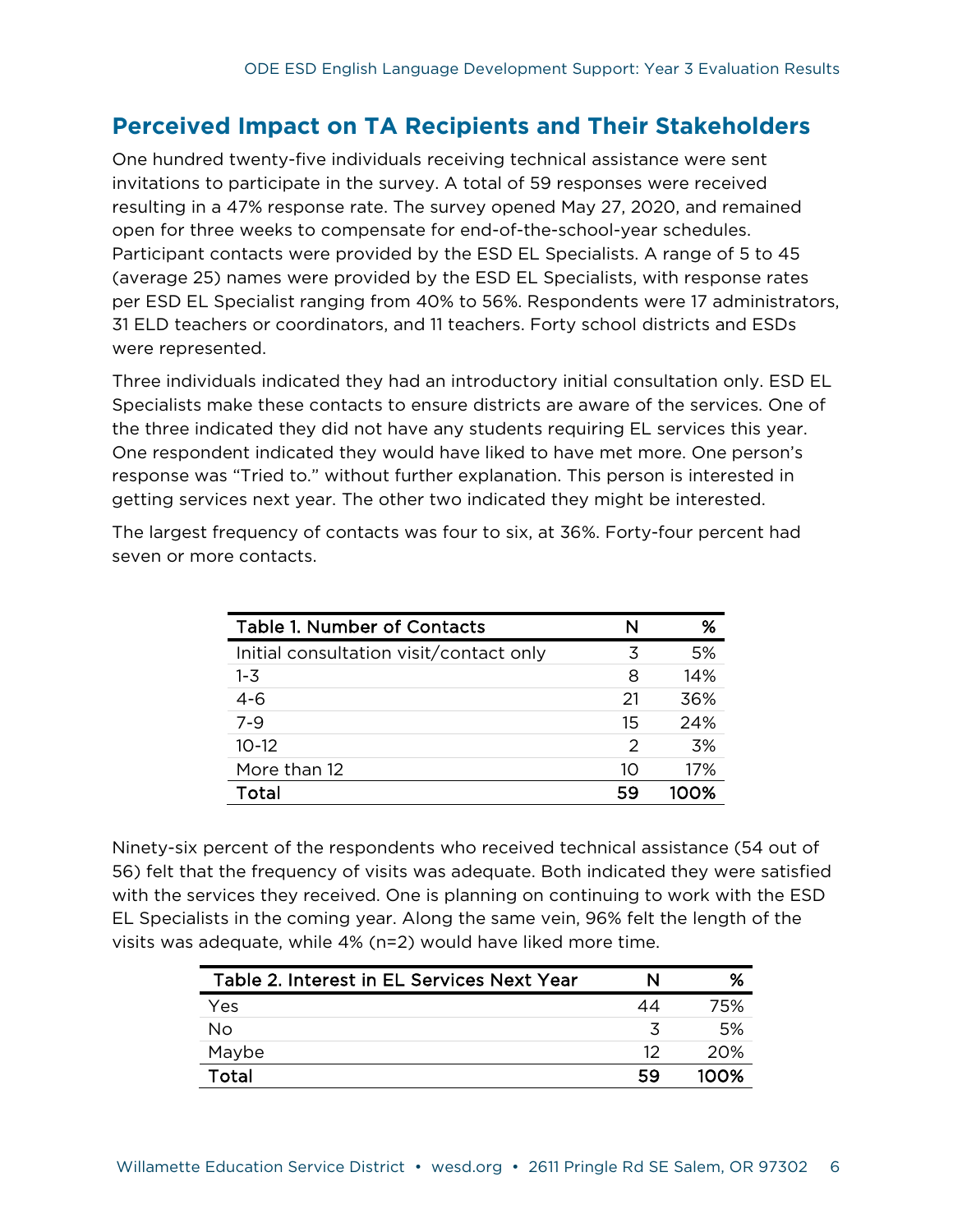## Perceived Impact on TA Recipients and Their Stakeholders

One hundred twenty-five individuals receiving technical assistance were sent invitations to participate in the survey. A total of 59 responses were received resulting in a 47% response rate. The survey opened May 27, 2020, and remained open for three weeks to compensate for end-of-the-school-year schedules. Participant contacts were provided by the ESD EL Specialists. A range of 5 to 45 (average 25) names were provided by the ESD EL Specialists, with response rates per ESD EL Specialist ranging from 40% to 56%. Respondents were 17 administrators, 31 ELD teachers or coordinators, and 11 teachers. Forty school districts and ESDs were represented.

Three individuals indicated they had an introductory initial consultation only. ESD EL Specialists make these contacts to ensure districts are aware of the services. One of the three indicated they did not have any students requiring EL services this year. One respondent indicated they would have liked to have met more. One person's response was "Tried to." without further explanation. This person is interested in getting services next year. The other two indicated they might be interested.

The largest frequency of contacts was four to six, at 36%. Forty-four percent had seven or more contacts.

| Table 1. Number of Contacts | N | % |
|---|---|---|
| Initial consultation visit/contact only | 3 | 5% |
| 1-3 | 8 | 14% |
| 4-6 | 21 | 36% |
| 7-9 | 15 | 24% |
| 10-12 | 2 | 3% |
| More than 12 | 10 | 17% |
| **Total** | **59** | **100%** |

Ninety-six percent of the respondents who received technical assistance (54 out of 56) felt that the frequency of visits was adequate. Both indicated they were satisfied with the services they received. One is planning on continuing to work with the ESD EL Specialists in the coming year. Along the same vein, 96% felt the length of the visits was adequate, while 4% (n=2) would have liked more time.

| Table 2. Interest in EL Services Next Year | N | % |
|---|---|---|
| Yes | 44 | 75% |
| No | 3 | 5% |
| Maybe | 12 | 20% |
| **Total** | **59** | **100%** |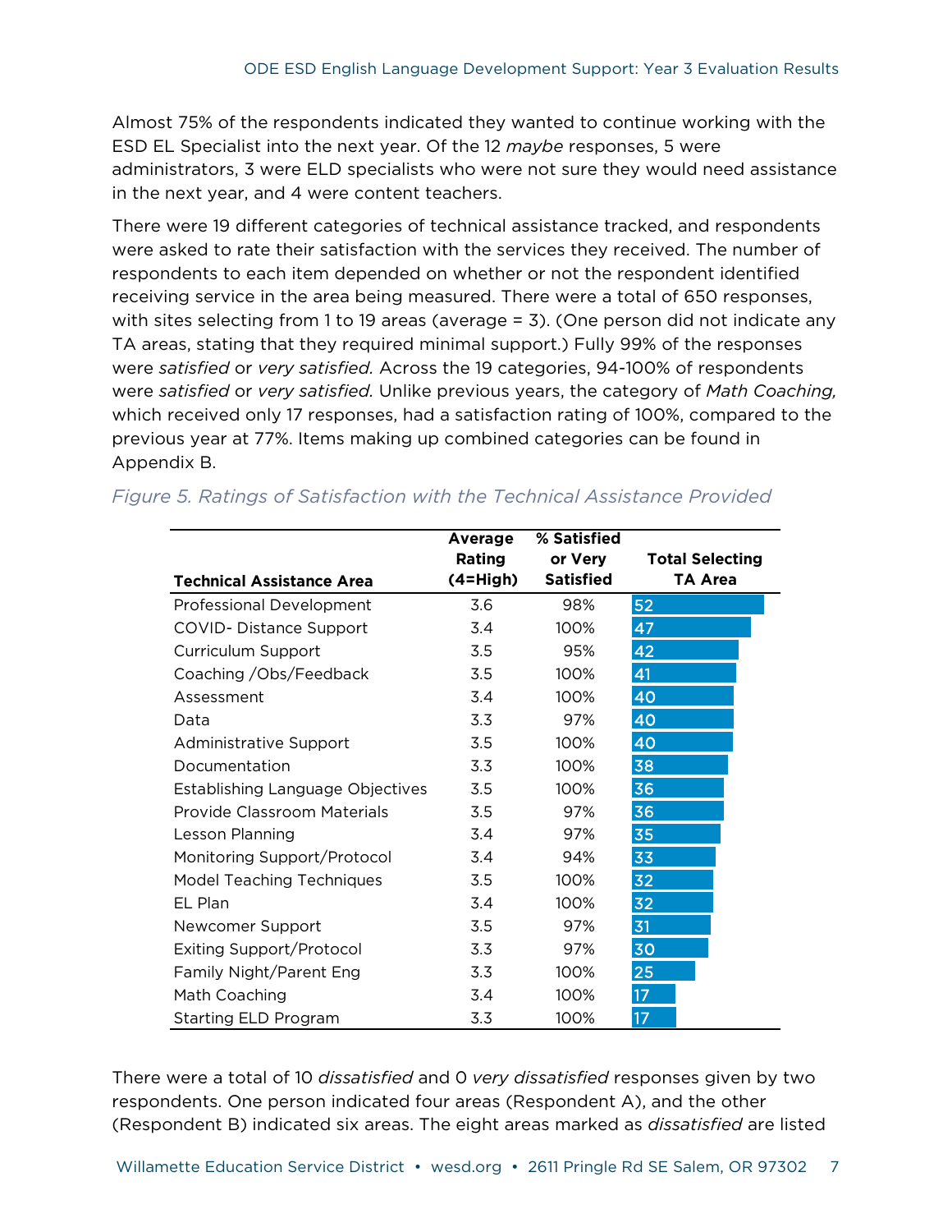Almost 75% of the respondents indicated they wanted to continue working with the ESD EL Specialist into the next year. Of the 12 *maybe* responses, 5 were administrators, 3 were ELD specialists who were not sure they would need assistance in the next year, and 4 were content teachers.

There were 19 different categories of technical assistance tracked, and respondents were asked to rate their satisfaction with the services they received. The number of respondents to each item depended on whether or not the respondent identified receiving service in the area being measured. There were a total of 650 responses, with sites selecting from 1 to 19 areas (average = 3). (One person did not indicate any TA areas, stating that they required minimal support.) Fully 99% of the responses were *satisfied* or *very satisfied.* Across the 19 categories, 94-100% of respondents were *satisfied* or *very satisfied.* Unlike previous years, the category of *Math Coaching,* which received only 17 responses, had a satisfaction rating of 100%, compared to the previous year at 77%. Items making up combined categories can be found in Appendix B.

*Figure 5. Ratings of Satisfaction with the Technical Assistance Provided*

| Technical Assistance Area | Average Rating (4=High) | % Satisfied or Very Satisfied | Total Selecting TA Area |
|---|---|---|---|
| Professional Development | 3.6 | 98% | 52 |
| COVID- Distance Support | 3.4 | 100% | 47 |
| Curriculum Support | 3.5 | 95% | 42 |
| Coaching /Obs/Feedback | 3.5 | 100% | 41 |
| Assessment | 3.4 | 100% | 40 |
| Data | 3.3 | 97% | 40 |
| Administrative Support | 3.5 | 100% | 40 |
| Documentation | 3.3 | 100% | 38 |
| Establishing Language Objectives | 3.5 | 100% | 36 |
| Provide Classroom Materials | 3.5 | 97% | 36 |
| Lesson Planning | 3.4 | 97% | 35 |
| Monitoring Support/Protocol | 3.4 | 94% | 33 |
| Model Teaching Techniques | 3.5 | 100% | 32 |
| EL Plan | 3.4 | 100% | 32 |
| Newcomer Support | 3.5 | 97% | 31 |
| Exiting Support/Protocol | 3.3 | 97% | 30 |
| Family Night/Parent Eng | 3.3 | 100% | 25 |
| Math Coaching | 3.4 | 100% | 17 |
| Starting ELD Program | 3.3 | 100% | 17 |

There were a total of 10 *dissatisfied* and 0 *very dissatisfied* responses given by two respondents. One person indicated four areas (Respondent A), and the other (Respondent B) indicated six areas. The eight areas marked as *dissatisfied* are listed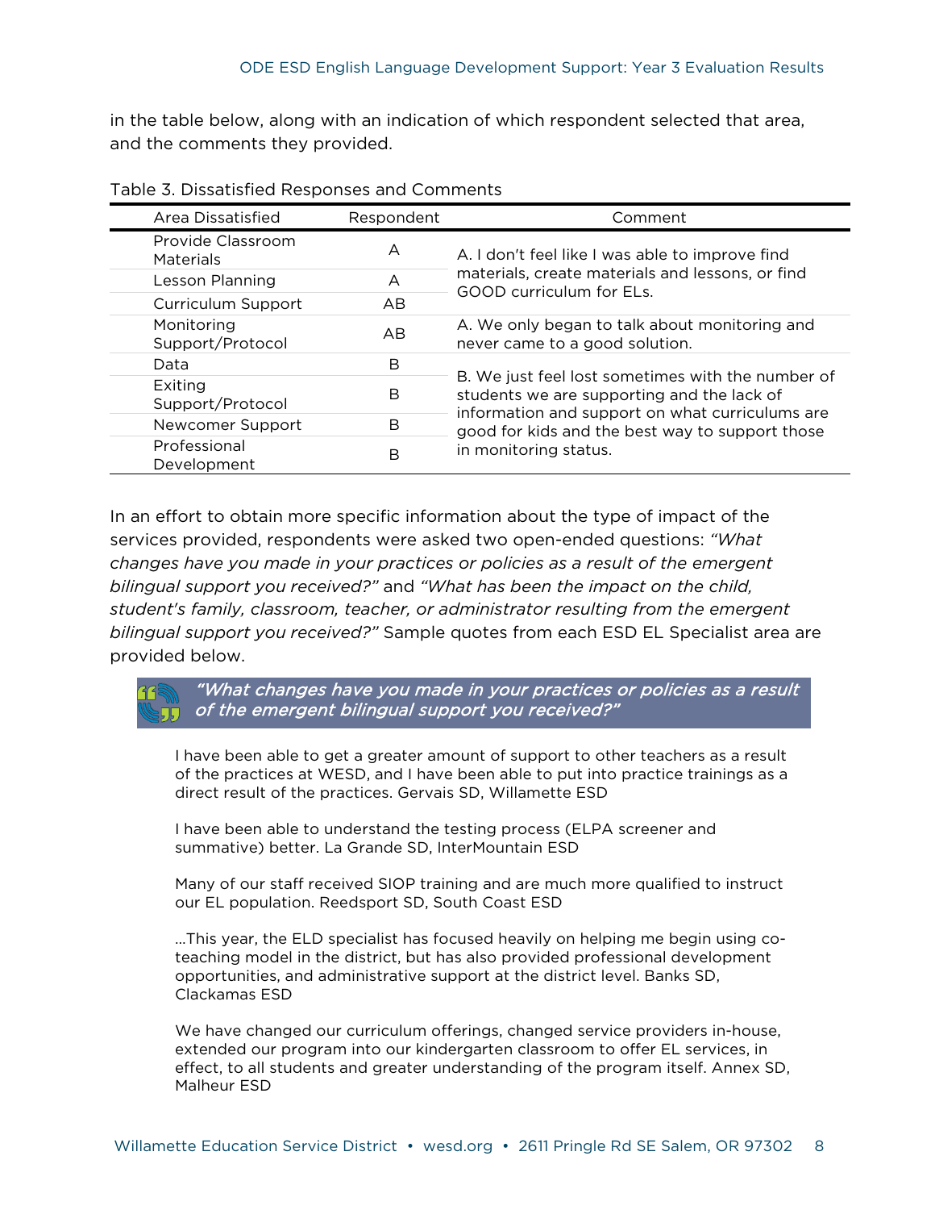in the table below, along with an indication of which respondent selected that area, and the comments they provided.

Table 3. Dissatisfied Responses and Comments

| Area Dissatisfied | Respondent | Comment |
|---|---|---|
| Provide Classroom Materials | A | A. I don't feel like I was able to improve find materials, create materials and lessons, or find GOOD curriculum for ELs. |
| Lesson Planning | A | |
| Curriculum Support | AB | |
| Monitoring Support/Protocol | AB | A. We only began to talk about monitoring and never came to a good solution. |
| Data | B | B. We just feel lost sometimes with the number of students we are supporting and the lack of information and support on what curriculums are good for kids and the best way to support those in monitoring status. |
| Exiting Support/Protocol | B | |
| Newcomer Support | B | |
| Professional Development | B | |

In an effort to obtain more specific information about the type of impact of the services provided, respondents were asked two open-ended questions: *"What changes have you made in your practices or policies as a result of the emergent bilingual support you received?"* and *"What has been the impact on the child, student's family, classroom, teacher, or administrator resulting from the emergent bilingual support you received?"* Sample quotes from each ESD EL Specialist area are provided below.

> ***"What changes have you made in your practices or policies as a result of the emergent bilingual support you received?"***

I have been able to get a greater amount of support to other teachers as a result of the practices at WESD, and I have been able to put into practice trainings as a direct result of the practices. Gervais SD, Willamette ESD

I have been able to understand the testing process (ELPA screener and summative) better. La Grande SD, InterMountain ESD

Many of our staff received SIOP training and are much more qualified to instruct our EL population. Reedsport SD, South Coast ESD

...This year, the ELD specialist has focused heavily on helping me begin using co-teaching model in the district, but has also provided professional development opportunities, and administrative support at the district level. Banks SD, Clackamas ESD

We have changed our curriculum offerings, changed service providers in-house, extended our program into our kindergarten classroom to offer EL services, in effect, to all students and greater understanding of the program itself. Annex SD, Malheur ESD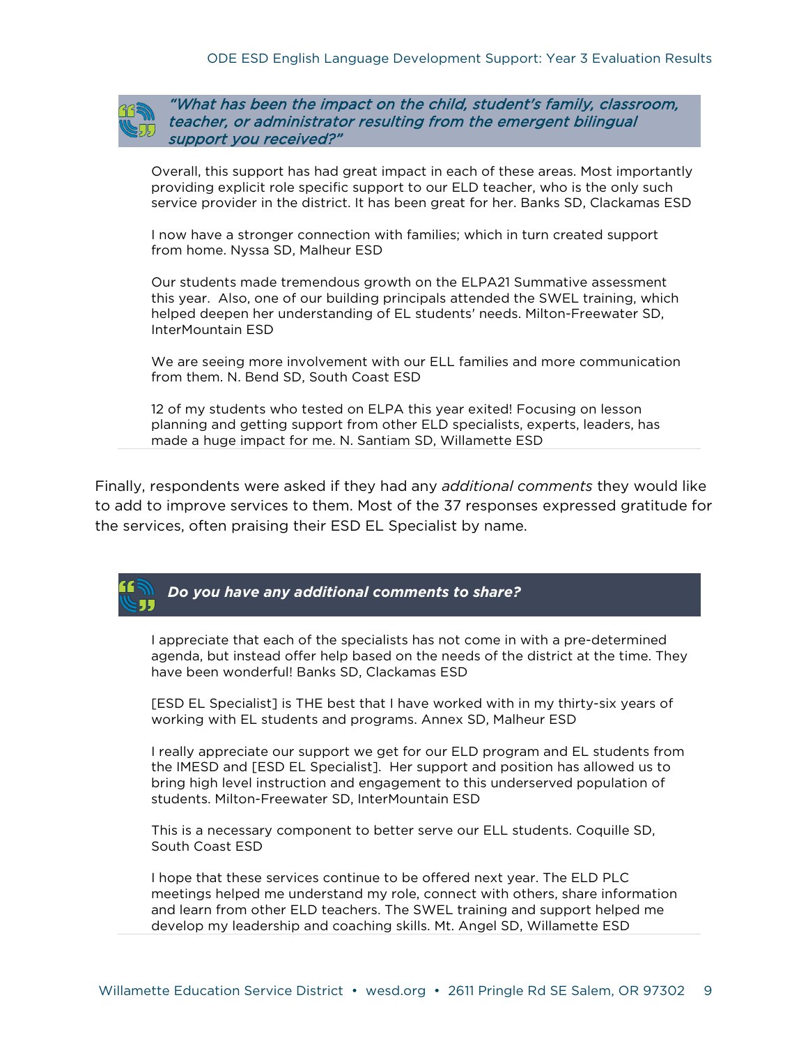> ***"What has been the impact on the child, student's family, classroom, teacher, or administrator resulting from the emergent bilingual support you received?"***

Overall, this support has had great impact in each of these areas. Most importantly providing explicit role specific support to our ELD teacher, who is the only such service provider in the district. It has been great for her. Banks SD, Clackamas ESD

I now have a stronger connection with families; which in turn created support from home. Nyssa SD, Malheur ESD

Our students made tremendous growth on the ELPA21 Summative assessment this year. Also, one of our building principals attended the SWEL training, which helped deepen her understanding of EL students' needs. Milton-Freewater SD, InterMountain ESD

We are seeing more involvement with our ELL families and more communication from them. N. Bend SD, South Coast ESD

12 of my students who tested on ELPA this year exited! Focusing on lesson planning and getting support from other ELD specialists, experts, leaders, has made a huge impact for me. N. Santiam SD, Willamette ESD

Finally, respondents were asked if they had any *additional comments* they would like to add to improve services to them. Most of the 37 responses expressed gratitude for the services, often praising their ESD EL Specialist by name.

> ***Do you have any additional comments to share?***

I appreciate that each of the specialists has not come in with a pre-determined agenda, but instead offer help based on the needs of the district at the time. They have been wonderful! Banks SD, Clackamas ESD

[ESD EL Specialist] is THE best that I have worked with in my thirty-six years of working with EL students and programs. Annex SD, Malheur ESD

I really appreciate our support we get for our ELD program and EL students from the IMESD and [ESD EL Specialist]. Her support and position has allowed us to bring high level instruction and engagement to this underserved population of students. Milton-Freewater SD, InterMountain ESD

This is a necessary component to better serve our ELL students. Coquille SD, South Coast ESD

I hope that these services continue to be offered next year. The ELD PLC meetings helped me understand my role, connect with others, share information and learn from other ELD teachers. The SWEL training and support helped me develop my leadership and coaching skills. Mt. Angel SD, Willamette ESD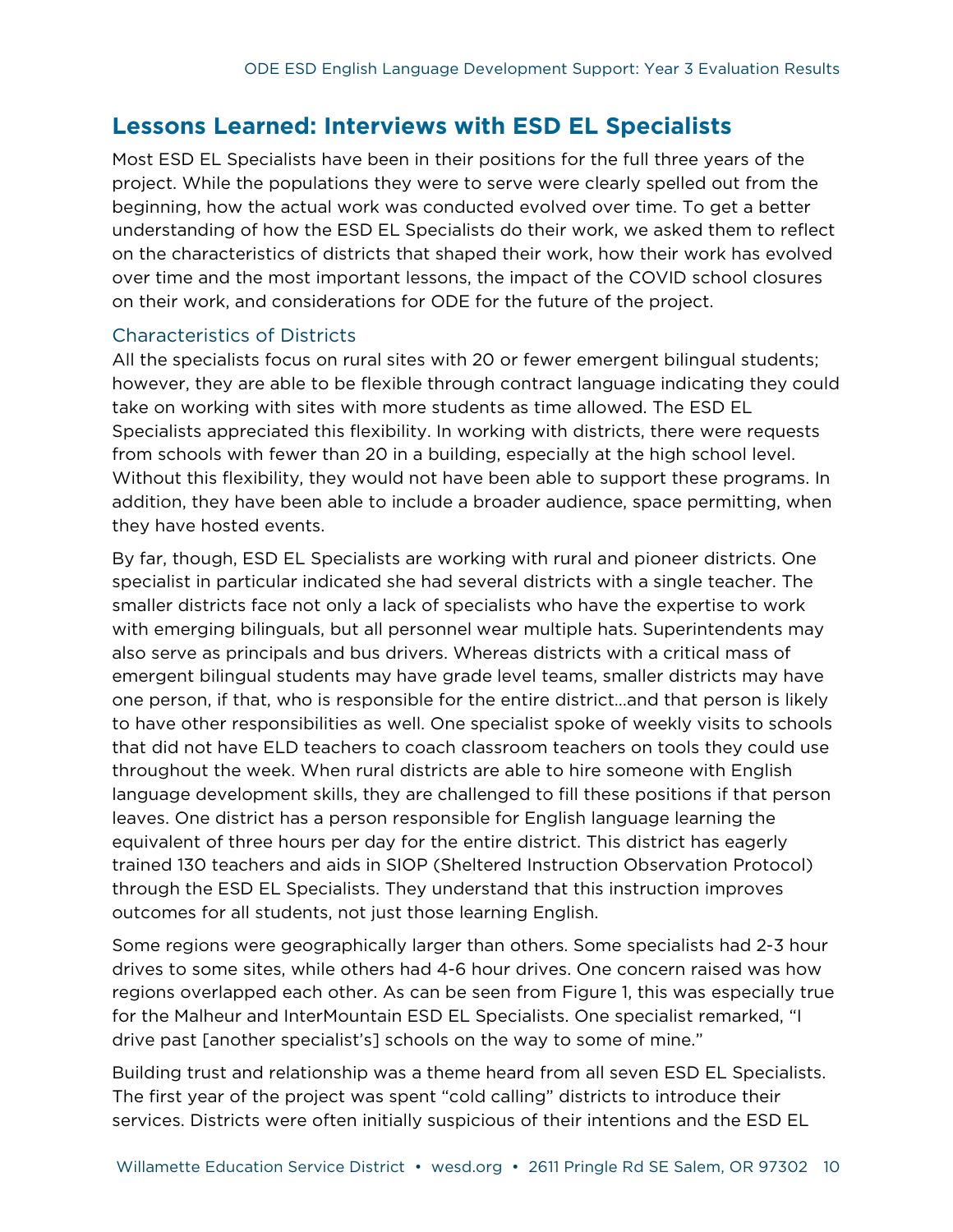## Lessons Learned: Interviews with ESD EL Specialists

Most ESD EL Specialists have been in their positions for the full three years of the project. While the populations they were to serve were clearly spelled out from the beginning, how the actual work was conducted evolved over time. To get a better understanding of how the ESD EL Specialists do their work, we asked them to reflect on the characteristics of districts that shaped their work, how their work has evolved over time and the most important lessons, the impact of the COVID school closures on their work, and considerations for ODE for the future of the project.

### Characteristics of Districts

All the specialists focus on rural sites with 20 or fewer emergent bilingual students; however, they are able to be flexible through contract language indicating they could take on working with sites with more students as time allowed. The ESD EL Specialists appreciated this flexibility. In working with districts, there were requests from schools with fewer than 20 in a building, especially at the high school level. Without this flexibility, they would not have been able to support these programs. In addition, they have been able to include a broader audience, space permitting, when they have hosted events.

By far, though, ESD EL Specialists are working with rural and pioneer districts. One specialist in particular indicated she had several districts with a single teacher. The smaller districts face not only a lack of specialists who have the expertise to work with emerging bilinguals, but all personnel wear multiple hats. Superintendents may also serve as principals and bus drivers. Whereas districts with a critical mass of emergent bilingual students may have grade level teams, smaller districts may have one person, if that, who is responsible for the entire district…and that person is likely to have other responsibilities as well. One specialist spoke of weekly visits to schools that did not have ELD teachers to coach classroom teachers on tools they could use throughout the week. When rural districts are able to hire someone with English language development skills, they are challenged to fill these positions if that person leaves. One district has a person responsible for English language learning the equivalent of three hours per day for the entire district. This district has eagerly trained 130 teachers and aids in SIOP (Sheltered Instruction Observation Protocol) through the ESD EL Specialists. They understand that this instruction improves outcomes for all students, not just those learning English.

Some regions were geographically larger than others. Some specialists had 2-3 hour drives to some sites, while others had 4-6 hour drives. One concern raised was how regions overlapped each other. As can be seen from Figure 1, this was especially true for the Malheur and InterMountain ESD EL Specialists. One specialist remarked, "I drive past [another specialist's] schools on the way to some of mine."

Building trust and relationship was a theme heard from all seven ESD EL Specialists. The first year of the project was spent "cold calling" districts to introduce their services. Districts were often initially suspicious of their intentions and the ESD EL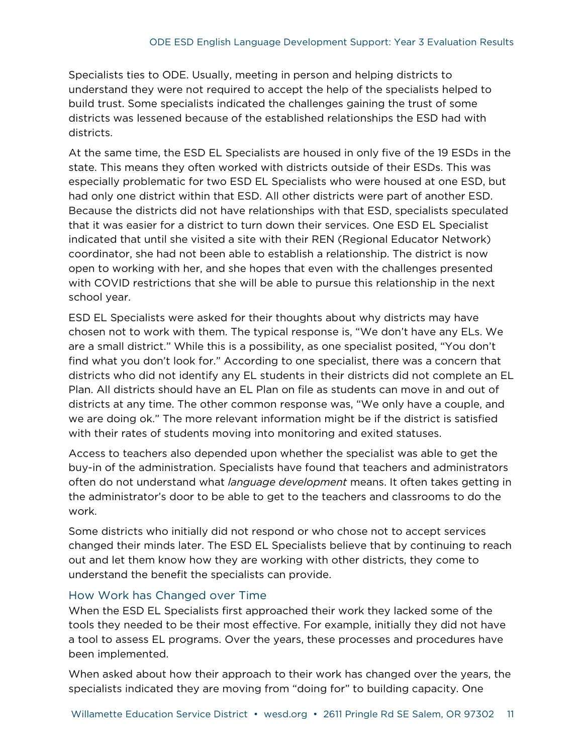Specialists ties to ODE. Usually, meeting in person and helping districts to understand they were not required to accept the help of the specialists helped to build trust. Some specialists indicated the challenges gaining the trust of some districts was lessened because of the established relationships the ESD had with districts.

At the same time, the ESD EL Specialists are housed in only five of the 19 ESDs in the state. This means they often worked with districts outside of their ESDs. This was especially problematic for two ESD EL Specialists who were housed at one ESD, but had only one district within that ESD. All other districts were part of another ESD. Because the districts did not have relationships with that ESD, specialists speculated that it was easier for a district to turn down their services. One ESD EL Specialist indicated that until she visited a site with their REN (Regional Educator Network) coordinator, she had not been able to establish a relationship. The district is now open to working with her, and she hopes that even with the challenges presented with COVID restrictions that she will be able to pursue this relationship in the next school year.

ESD EL Specialists were asked for their thoughts about why districts may have chosen not to work with them. The typical response is, "We don't have any ELs. We are a small district." While this is a possibility, as one specialist posited, "You don't find what you don't look for." According to one specialist, there was a concern that districts who did not identify any EL students in their districts did not complete an EL Plan. All districts should have an EL Plan on file as students can move in and out of districts at any time. The other common response was, "We only have a couple, and we are doing ok." The more relevant information might be if the district is satisfied with their rates of students moving into monitoring and exited statuses.

Access to teachers also depended upon whether the specialist was able to get the buy-in of the administration. Specialists have found that teachers and administrators often do not understand what *language development* means. It often takes getting in the administrator's door to be able to get to the teachers and classrooms to do the work.

Some districts who initially did not respond or who chose not to accept services changed their minds later. The ESD EL Specialists believe that by continuing to reach out and let them know how they are working with other districts, they come to understand the benefit the specialists can provide.

### How Work has Changed over Time

When the ESD EL Specialists first approached their work they lacked some of the tools they needed to be their most effective. For example, initially they did not have a tool to assess EL programs. Over the years, these processes and procedures have been implemented.

When asked about how their approach to their work has changed over the years, the specialists indicated they are moving from "doing for" to building capacity. One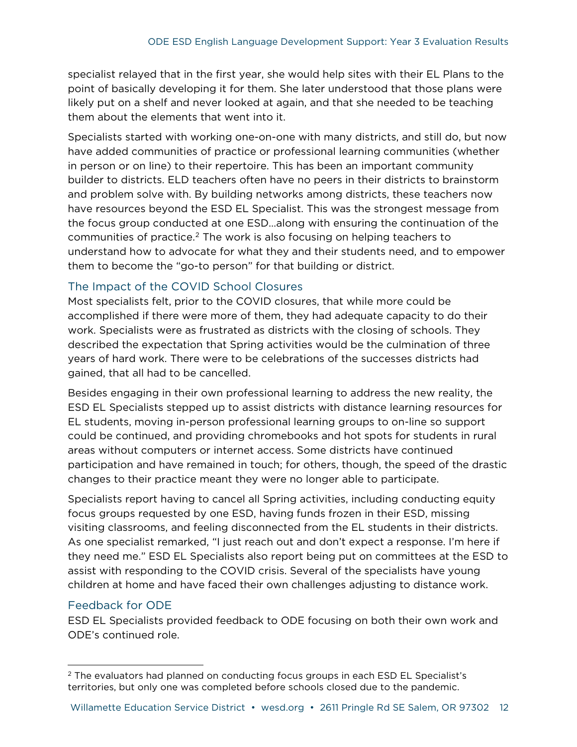specialist relayed that in the first year, she would help sites with their EL Plans to the point of basically developing it for them. She later understood that those plans were likely put on a shelf and never looked at again, and that she needed to be teaching them about the elements that went into it.

Specialists started with working one-on-one with many districts, and still do, but now have added communities of practice or professional learning communities (whether in person or on line) to their repertoire. This has been an important community builder to districts. ELD teachers often have no peers in their districts to brainstorm and problem solve with. By building networks among districts, these teachers now have resources beyond the ESD EL Specialist. This was the strongest message from the focus group conducted at one ESD…along with ensuring the continuation of the communities of practice.[2] The work is also focusing on helping teachers to understand how to advocate for what they and their students need, and to empower them to become the "go-to person" for that building or district.

## The Impact of the COVID School Closures

Most specialists felt, prior to the COVID closures, that while more could be accomplished if there were more of them, they had adequate capacity to do their work. Specialists were as frustrated as districts with the closing of schools. They described the expectation that Spring activities would be the culmination of three years of hard work. There were to be celebrations of the successes districts had gained, that all had to be cancelled.

Besides engaging in their own professional learning to address the new reality, the ESD EL Specialists stepped up to assist districts with distance learning resources for EL students, moving in-person professional learning groups to on-line so support could be continued, and providing chromebooks and hot spots for students in rural areas without computers or internet access. Some districts have continued participation and have remained in touch; for others, though, the speed of the drastic changes to their practice meant they were no longer able to participate.

Specialists report having to cancel all Spring activities, including conducting equity focus groups requested by one ESD, having funds frozen in their ESD, missing visiting classrooms, and feeling disconnected from the EL students in their districts. As one specialist remarked, "I just reach out and don't expect a response. I'm here if they need me." ESD EL Specialists also report being put on committees at the ESD to assist with responding to the COVID crisis. Several of the specialists have young children at home and have faced their own challenges adjusting to distance work.

## Feedback for ODE

ESD EL Specialists provided feedback to ODE focusing on both their own work and ODE's continued role.

---

[2] The evaluators had planned on conducting focus groups in each ESD EL Specialist's territories, but only one was completed before schools closed due to the pandemic.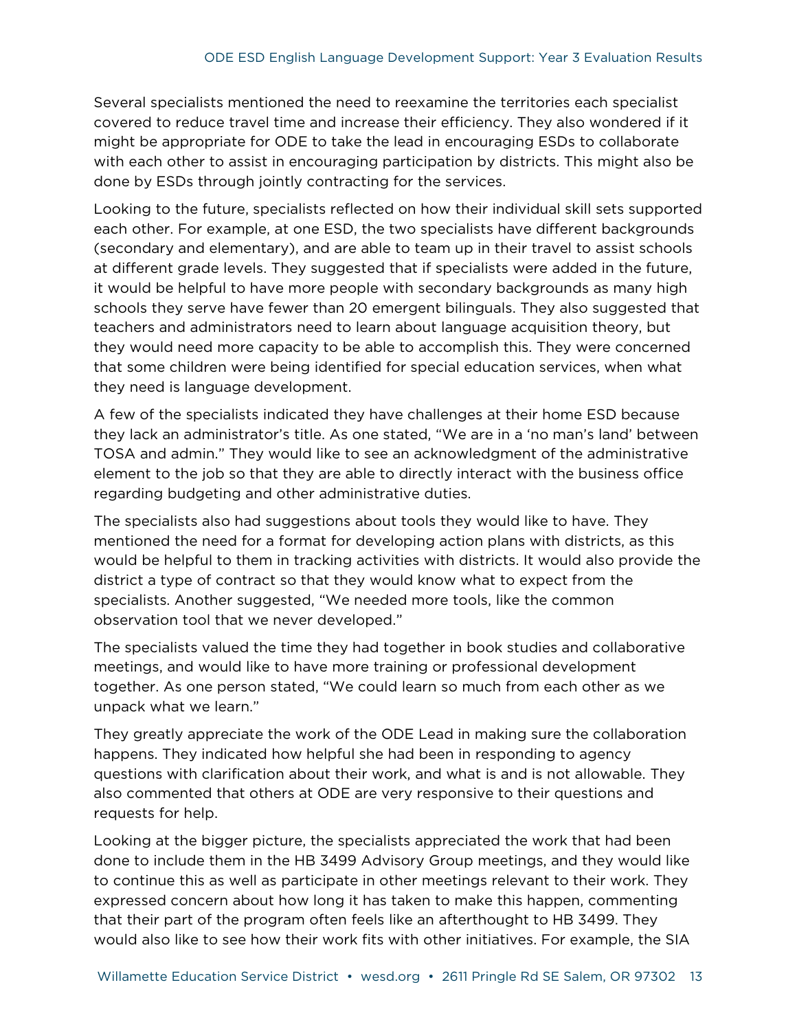Several specialists mentioned the need to reexamine the territories each specialist covered to reduce travel time and increase their efficiency. They also wondered if it might be appropriate for ODE to take the lead in encouraging ESDs to collaborate with each other to assist in encouraging participation by districts. This might also be done by ESDs through jointly contracting for the services.

Looking to the future, specialists reflected on how their individual skill sets supported each other. For example, at one ESD, the two specialists have different backgrounds (secondary and elementary), and are able to team up in their travel to assist schools at different grade levels. They suggested that if specialists were added in the future, it would be helpful to have more people with secondary backgrounds as many high schools they serve have fewer than 20 emergent bilinguals. They also suggested that teachers and administrators need to learn about language acquisition theory, but they would need more capacity to be able to accomplish this. They were concerned that some children were being identified for special education services, when what they need is language development.

A few of the specialists indicated they have challenges at their home ESD because they lack an administrator's title. As one stated, "We are in a 'no man's land' between TOSA and admin." They would like to see an acknowledgment of the administrative element to the job so that they are able to directly interact with the business office regarding budgeting and other administrative duties.

The specialists also had suggestions about tools they would like to have. They mentioned the need for a format for developing action plans with districts, as this would be helpful to them in tracking activities with districts. It would also provide the district a type of contract so that they would know what to expect from the specialists. Another suggested, "We needed more tools, like the common observation tool that we never developed."

The specialists valued the time they had together in book studies and collaborative meetings, and would like to have more training or professional development together. As one person stated, "We could learn so much from each other as we unpack what we learn."

They greatly appreciate the work of the ODE Lead in making sure the collaboration happens. They indicated how helpful she had been in responding to agency questions with clarification about their work, and what is and is not allowable. They also commented that others at ODE are very responsive to their questions and requests for help.

Looking at the bigger picture, the specialists appreciated the work that had been done to include them in the HB 3499 Advisory Group meetings, and they would like to continue this as well as participate in other meetings relevant to their work. They expressed concern about how long it has taken to make this happen, commenting that their part of the program often feels like an afterthought to HB 3499. They would also like to see how their work fits with other initiatives. For example, the SIA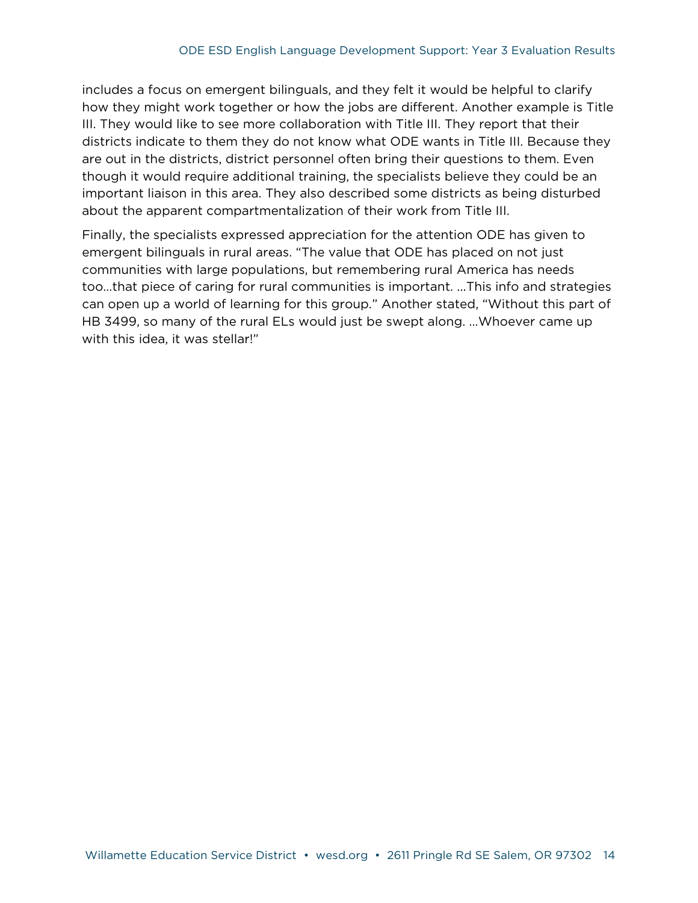includes a focus on emergent bilinguals, and they felt it would be helpful to clarify how they might work together or how the jobs are different. Another example is Title III. They would like to see more collaboration with Title III. They report that their districts indicate to them they do not know what ODE wants in Title III. Because they are out in the districts, district personnel often bring their questions to them. Even though it would require additional training, the specialists believe they could be an important liaison in this area. They also described some districts as being disturbed about the apparent compartmentalization of their work from Title III.

Finally, the specialists expressed appreciation for the attention ODE has given to emergent bilinguals in rural areas. "The value that ODE has placed on not just communities with large populations, but remembering rural America has needs too…that piece of caring for rural communities is important. …This info and strategies can open up a world of learning for this group." Another stated, "Without this part of HB 3499, so many of the rural ELs would just be swept along. …Whoever came up with this idea, it was stellar!"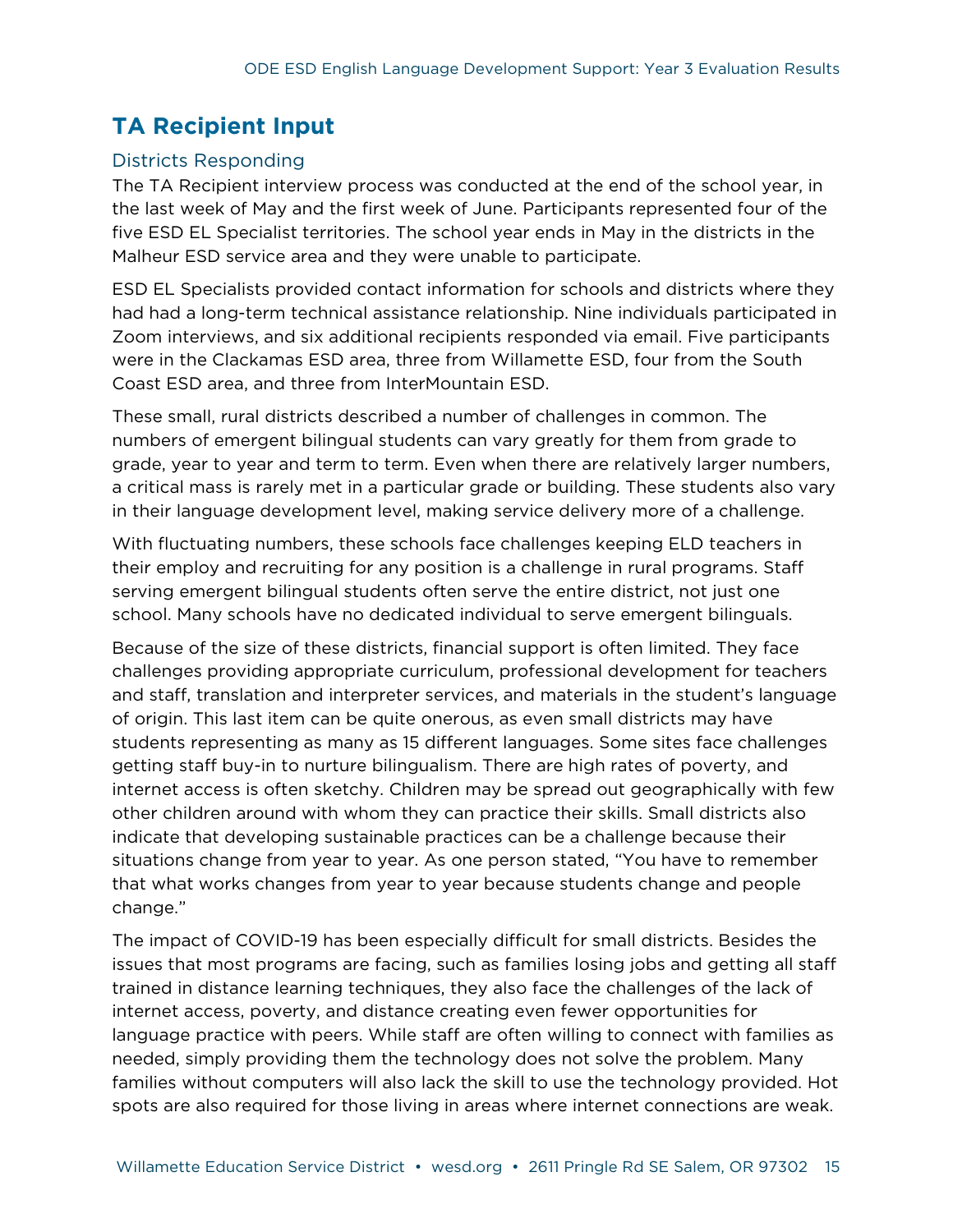## TA Recipient Input

### Districts Responding

The TA Recipient interview process was conducted at the end of the school year, in the last week of May and the first week of June. Participants represented four of the five ESD EL Specialist territories. The school year ends in May in the districts in the Malheur ESD service area and they were unable to participate.

ESD EL Specialists provided contact information for schools and districts where they had had a long-term technical assistance relationship. Nine individuals participated in Zoom interviews, and six additional recipients responded via email. Five participants were in the Clackamas ESD area, three from Willamette ESD, four from the South Coast ESD area, and three from InterMountain ESD.

These small, rural districts described a number of challenges in common. The numbers of emergent bilingual students can vary greatly for them from grade to grade, year to year and term to term. Even when there are relatively larger numbers, a critical mass is rarely met in a particular grade or building. These students also vary in their language development level, making service delivery more of a challenge.

With fluctuating numbers, these schools face challenges keeping ELD teachers in their employ and recruiting for any position is a challenge in rural programs. Staff serving emergent bilingual students often serve the entire district, not just one school. Many schools have no dedicated individual to serve emergent bilinguals.

Because of the size of these districts, financial support is often limited. They face challenges providing appropriate curriculum, professional development for teachers and staff, translation and interpreter services, and materials in the student's language of origin. This last item can be quite onerous, as even small districts may have students representing as many as 15 different languages. Some sites face challenges getting staff buy-in to nurture bilingualism. There are high rates of poverty, and internet access is often sketchy. Children may be spread out geographically with few other children around with whom they can practice their skills. Small districts also indicate that developing sustainable practices can be a challenge because their situations change from year to year. As one person stated, "You have to remember that what works changes from year to year because students change and people change."

The impact of COVID-19 has been especially difficult for small districts. Besides the issues that most programs are facing, such as families losing jobs and getting all staff trained in distance learning techniques, they also face the challenges of the lack of internet access, poverty, and distance creating even fewer opportunities for language practice with peers. While staff are often willing to connect with families as needed, simply providing them the technology does not solve the problem. Many families without computers will also lack the skill to use the technology provided. Hot spots are also required for those living in areas where internet connections are weak.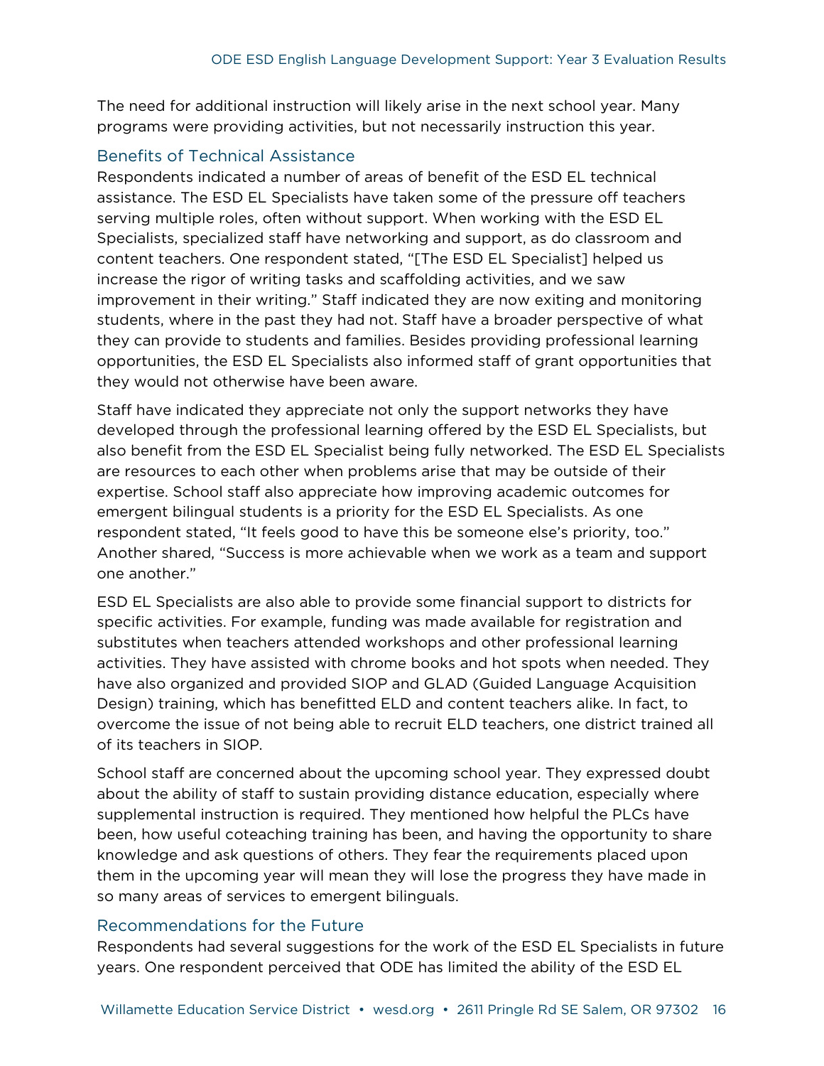The need for additional instruction will likely arise in the next school year. Many programs were providing activities, but not necessarily instruction this year.

### Benefits of Technical Assistance

Respondents indicated a number of areas of benefit of the ESD EL technical assistance. The ESD EL Specialists have taken some of the pressure off teachers serving multiple roles, often without support. When working with the ESD EL Specialists, specialized staff have networking and support, as do classroom and content teachers. One respondent stated, "[The ESD EL Specialist] helped us increase the rigor of writing tasks and scaffolding activities, and we saw improvement in their writing." Staff indicated they are now exiting and monitoring students, where in the past they had not. Staff have a broader perspective of what they can provide to students and families. Besides providing professional learning opportunities, the ESD EL Specialists also informed staff of grant opportunities that they would not otherwise have been aware.

Staff have indicated they appreciate not only the support networks they have developed through the professional learning offered by the ESD EL Specialists, but also benefit from the ESD EL Specialist being fully networked. The ESD EL Specialists are resources to each other when problems arise that may be outside of their expertise. School staff also appreciate how improving academic outcomes for emergent bilingual students is a priority for the ESD EL Specialists. As one respondent stated, "It feels good to have this be someone else's priority, too." Another shared, "Success is more achievable when we work as a team and support one another."

ESD EL Specialists are also able to provide some financial support to districts for specific activities. For example, funding was made available for registration and substitutes when teachers attended workshops and other professional learning activities. They have assisted with chrome books and hot spots when needed. They have also organized and provided SIOP and GLAD (Guided Language Acquisition Design) training, which has benefitted ELD and content teachers alike. In fact, to overcome the issue of not being able to recruit ELD teachers, one district trained all of its teachers in SIOP.

School staff are concerned about the upcoming school year. They expressed doubt about the ability of staff to sustain providing distance education, especially where supplemental instruction is required. They mentioned how helpful the PLCs have been, how useful coteaching training has been, and having the opportunity to share knowledge and ask questions of others. They fear the requirements placed upon them in the upcoming year will mean they will lose the progress they have made in so many areas of services to emergent bilinguals.

### Recommendations for the Future

Respondents had several suggestions for the work of the ESD EL Specialists in future years. One respondent perceived that ODE has limited the ability of the ESD EL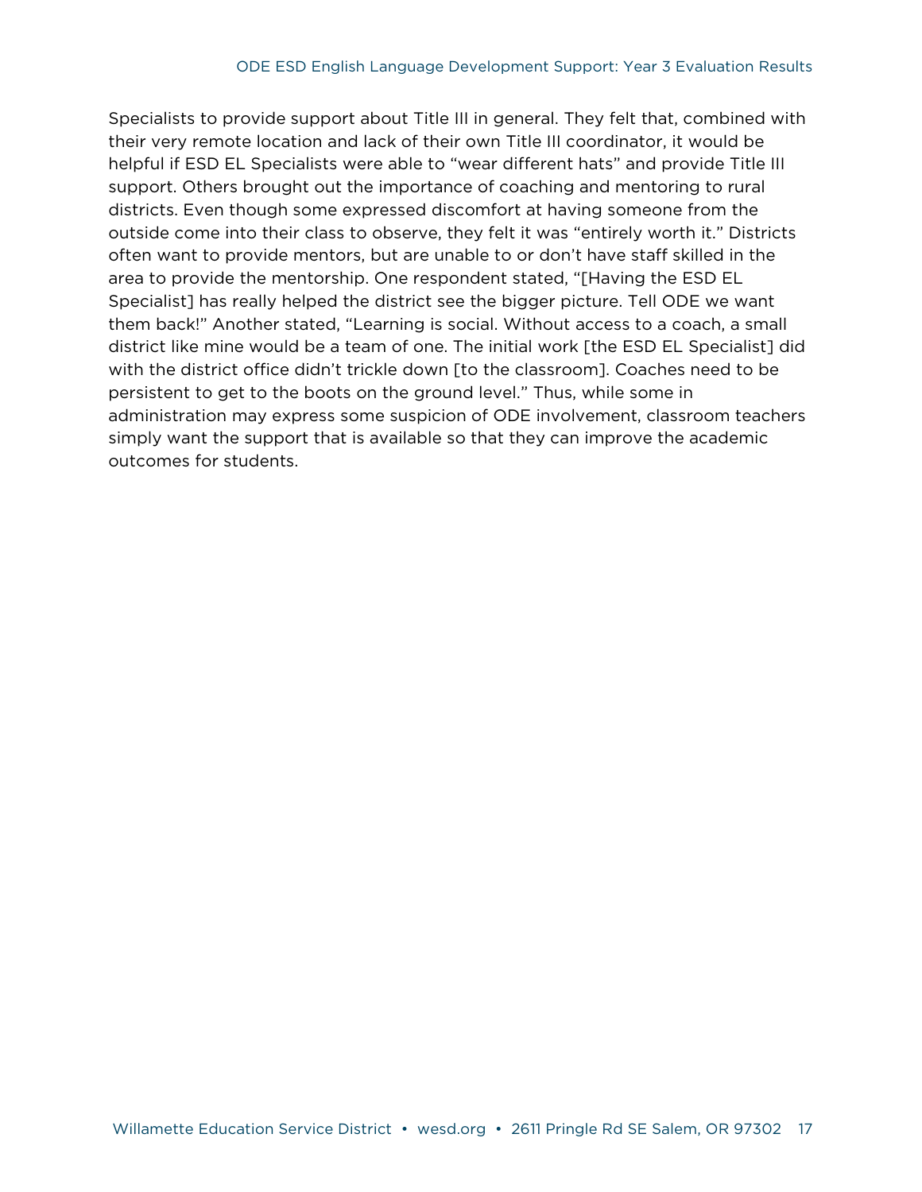Specialists to provide support about Title III in general. They felt that, combined with their very remote location and lack of their own Title III coordinator, it would be helpful if ESD EL Specialists were able to "wear different hats" and provide Title III support. Others brought out the importance of coaching and mentoring to rural districts. Even though some expressed discomfort at having someone from the outside come into their class to observe, they felt it was "entirely worth it." Districts often want to provide mentors, but are unable to or don't have staff skilled in the area to provide the mentorship. One respondent stated, "[Having the ESD EL Specialist] has really helped the district see the bigger picture. Tell ODE we want them back!" Another stated, "Learning is social. Without access to a coach, a small district like mine would be a team of one. The initial work [the ESD EL Specialist] did with the district office didn't trickle down [to the classroom]. Coaches need to be persistent to get to the boots on the ground level." Thus, while some in administration may express some suspicion of ODE involvement, classroom teachers simply want the support that is available so that they can improve the academic outcomes for students.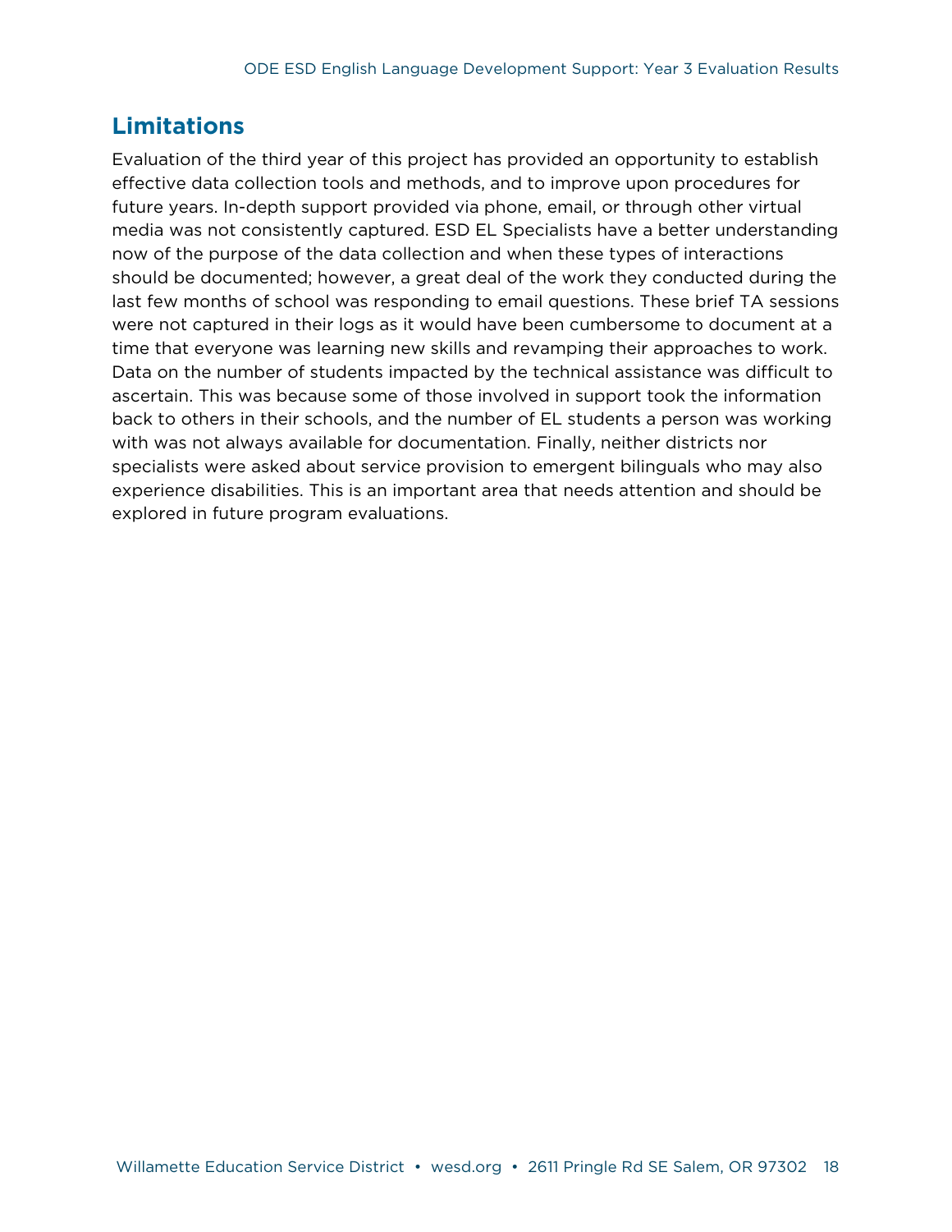## Limitations

Evaluation of the third year of this project has provided an opportunity to establish effective data collection tools and methods, and to improve upon procedures for future years. In-depth support provided via phone, email, or through other virtual media was not consistently captured. ESD EL Specialists have a better understanding now of the purpose of the data collection and when these types of interactions should be documented; however, a great deal of the work they conducted during the last few months of school was responding to email questions. These brief TA sessions were not captured in their logs as it would have been cumbersome to document at a time that everyone was learning new skills and revamping their approaches to work. Data on the number of students impacted by the technical assistance was difficult to ascertain. This was because some of those involved in support took the information back to others in their schools, and the number of EL students a person was working with was not always available for documentation. Finally, neither districts nor specialists were asked about service provision to emergent bilinguals who may also experience disabilities. This is an important area that needs attention and should be explored in future program evaluations.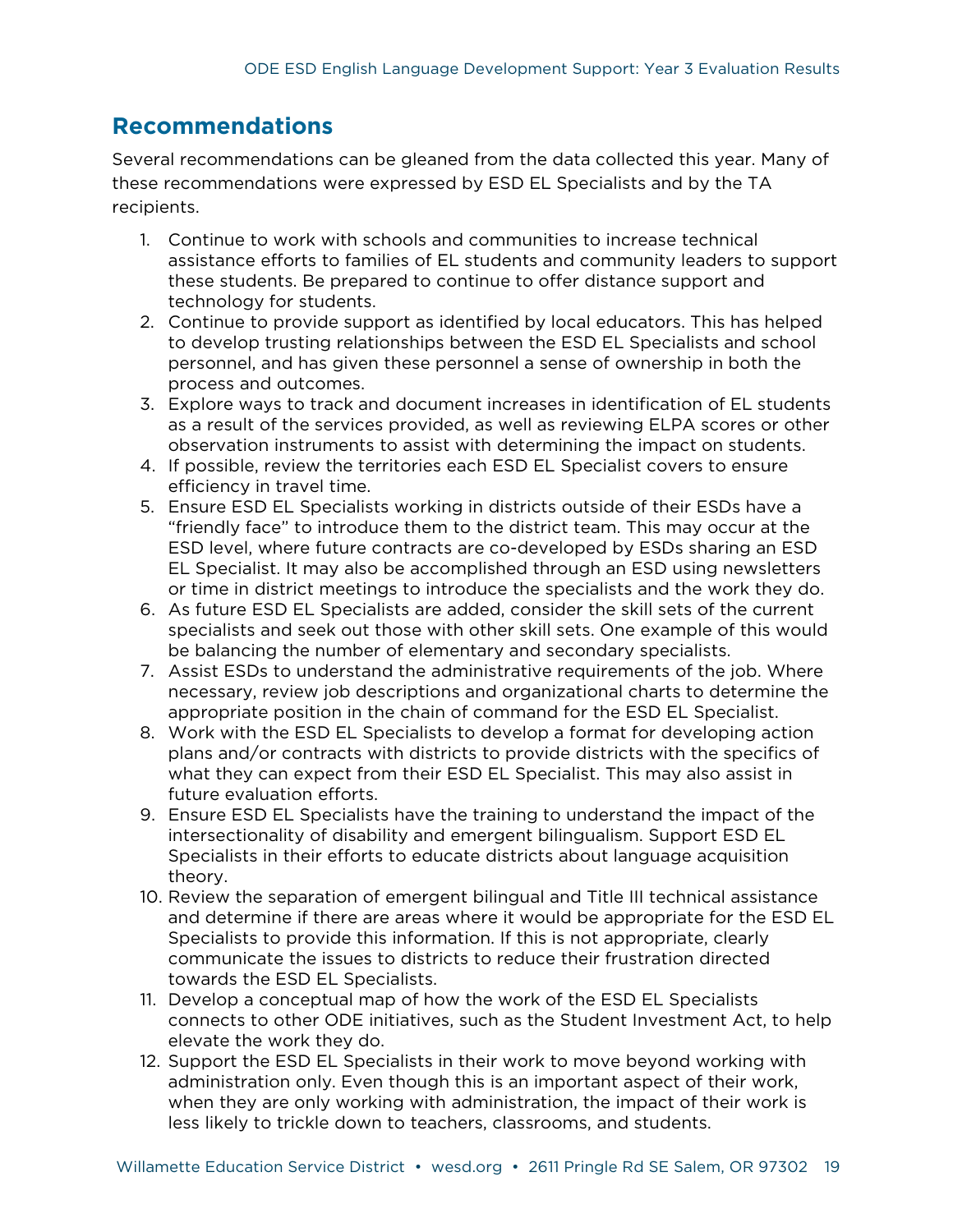## Recommendations

Several recommendations can be gleaned from the data collected this year. Many of these recommendations were expressed by ESD EL Specialists and by the TA recipients.

1. Continue to work with schools and communities to increase technical assistance efforts to families of EL students and community leaders to support these students. Be prepared to continue to offer distance support and technology for students.
2. Continue to provide support as identified by local educators. This has helped to develop trusting relationships between the ESD EL Specialists and school personnel, and has given these personnel a sense of ownership in both the process and outcomes.
3. Explore ways to track and document increases in identification of EL students as a result of the services provided, as well as reviewing ELPA scores or other observation instruments to assist with determining the impact on students.
4. If possible, review the territories each ESD EL Specialist covers to ensure efficiency in travel time.
5. Ensure ESD EL Specialists working in districts outside of their ESDs have a "friendly face" to introduce them to the district team. This may occur at the ESD level, where future contracts are co-developed by ESDs sharing an ESD EL Specialist. It may also be accomplished through an ESD using newsletters or time in district meetings to introduce the specialists and the work they do.
6. As future ESD EL Specialists are added, consider the skill sets of the current specialists and seek out those with other skill sets. One example of this would be balancing the number of elementary and secondary specialists.
7. Assist ESDs to understand the administrative requirements of the job. Where necessary, review job descriptions and organizational charts to determine the appropriate position in the chain of command for the ESD EL Specialist.
8. Work with the ESD EL Specialists to develop a format for developing action plans and/or contracts with districts to provide districts with the specifics of what they can expect from their ESD EL Specialist. This may also assist in future evaluation efforts.
9. Ensure ESD EL Specialists have the training to understand the impact of the intersectionality of disability and emergent bilingualism. Support ESD EL Specialists in their efforts to educate districts about language acquisition theory.
10. Review the separation of emergent bilingual and Title III technical assistance and determine if there are areas where it would be appropriate for the ESD EL Specialists to provide this information. If this is not appropriate, clearly communicate the issues to districts to reduce their frustration directed towards the ESD EL Specialists.
11. Develop a conceptual map of how the work of the ESD EL Specialists connects to other ODE initiatives, such as the Student Investment Act, to help elevate the work they do.
12. Support the ESD EL Specialists in their work to move beyond working with administration only. Even though this is an important aspect of their work, when they are only working with administration, the impact of their work is less likely to trickle down to teachers, classrooms, and students.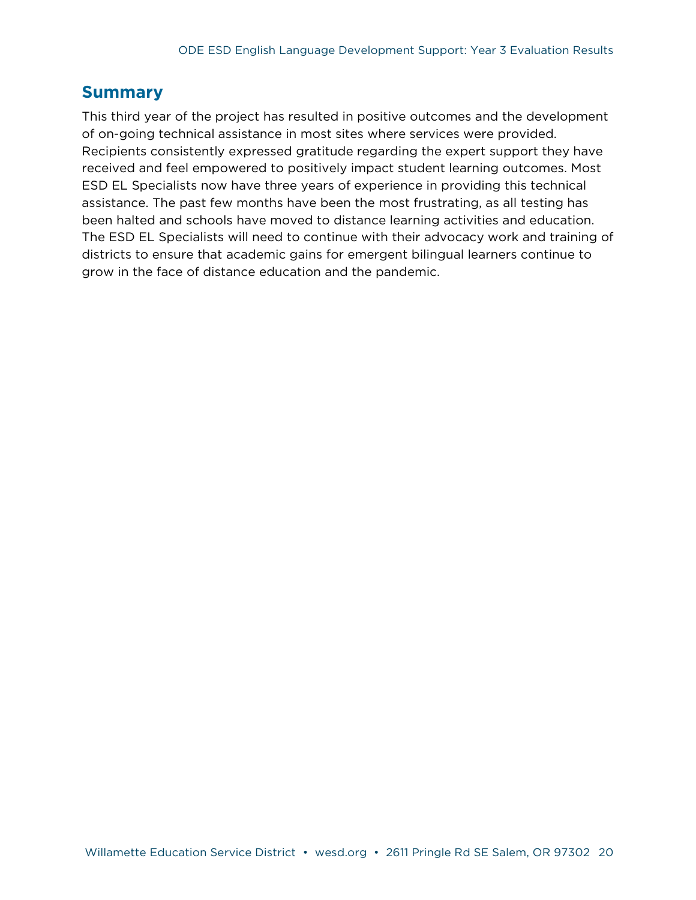## Summary

This third year of the project has resulted in positive outcomes and the development of on-going technical assistance in most sites where services were provided. Recipients consistently expressed gratitude regarding the expert support they have received and feel empowered to positively impact student learning outcomes. Most ESD EL Specialists now have three years of experience in providing this technical assistance. The past few months have been the most frustrating, as all testing has been halted and schools have moved to distance learning activities and education. The ESD EL Specialists will need to continue with their advocacy work and training of districts to ensure that academic gains for emergent bilingual learners continue to grow in the face of distance education and the pandemic.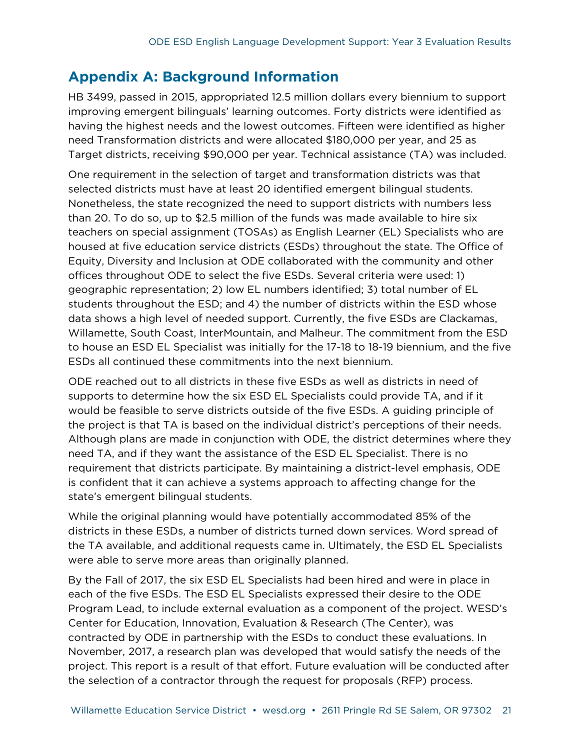## Appendix A: Background Information

HB 3499, passed in 2015, appropriated 12.5 million dollars every biennium to support improving emergent bilinguals' learning outcomes. Forty districts were identified as having the highest needs and the lowest outcomes. Fifteen were identified as higher need Transformation districts and were allocated $180,000 per year, and 25 as Target districts, receiving $90,000 per year. Technical assistance (TA) was included.

One requirement in the selection of target and transformation districts was that selected districts must have at least 20 identified emergent bilingual students. Nonetheless, the state recognized the need to support districts with numbers less than 20. To do so, up to $2.5 million of the funds was made available to hire six teachers on special assignment (TOSAs) as English Learner (EL) Specialists who are housed at five education service districts (ESDs) throughout the state. The Office of Equity, Diversity and Inclusion at ODE collaborated with the community and other offices throughout ODE to select the five ESDs. Several criteria were used: 1) geographic representation; 2) low EL numbers identified; 3) total number of EL students throughout the ESD; and 4) the number of districts within the ESD whose data shows a high level of needed support. Currently, the five ESDs are Clackamas, Willamette, South Coast, InterMountain, and Malheur. The commitment from the ESD to house an ESD EL Specialist was initially for the 17-18 to 18-19 biennium, and the five ESDs all continued these commitments into the next biennium.

ODE reached out to all districts in these five ESDs as well as districts in need of supports to determine how the six ESD EL Specialists could provide TA, and if it would be feasible to serve districts outside of the five ESDs. A guiding principle of the project is that TA is based on the individual district's perceptions of their needs. Although plans are made in conjunction with ODE, the district determines where they need TA, and if they want the assistance of the ESD EL Specialist. There is no requirement that districts participate. By maintaining a district-level emphasis, ODE is confident that it can achieve a systems approach to affecting change for the state's emergent bilingual students.

While the original planning would have potentially accommodated 85% of the districts in these ESDs, a number of districts turned down services. Word spread of the TA available, and additional requests came in. Ultimately, the ESD EL Specialists were able to serve more areas than originally planned.

By the Fall of 2017, the six ESD EL Specialists had been hired and were in place in each of the five ESDs. The ESD EL Specialists expressed their desire to the ODE Program Lead, to include external evaluation as a component of the project. WESD's Center for Education, Innovation, Evaluation & Research (The Center), was contracted by ODE in partnership with the ESDs to conduct these evaluations. In November, 2017, a research plan was developed that would satisfy the needs of the project. This report is a result of that effort. Future evaluation will be conducted after the selection of a contractor through the request for proposals (RFP) process.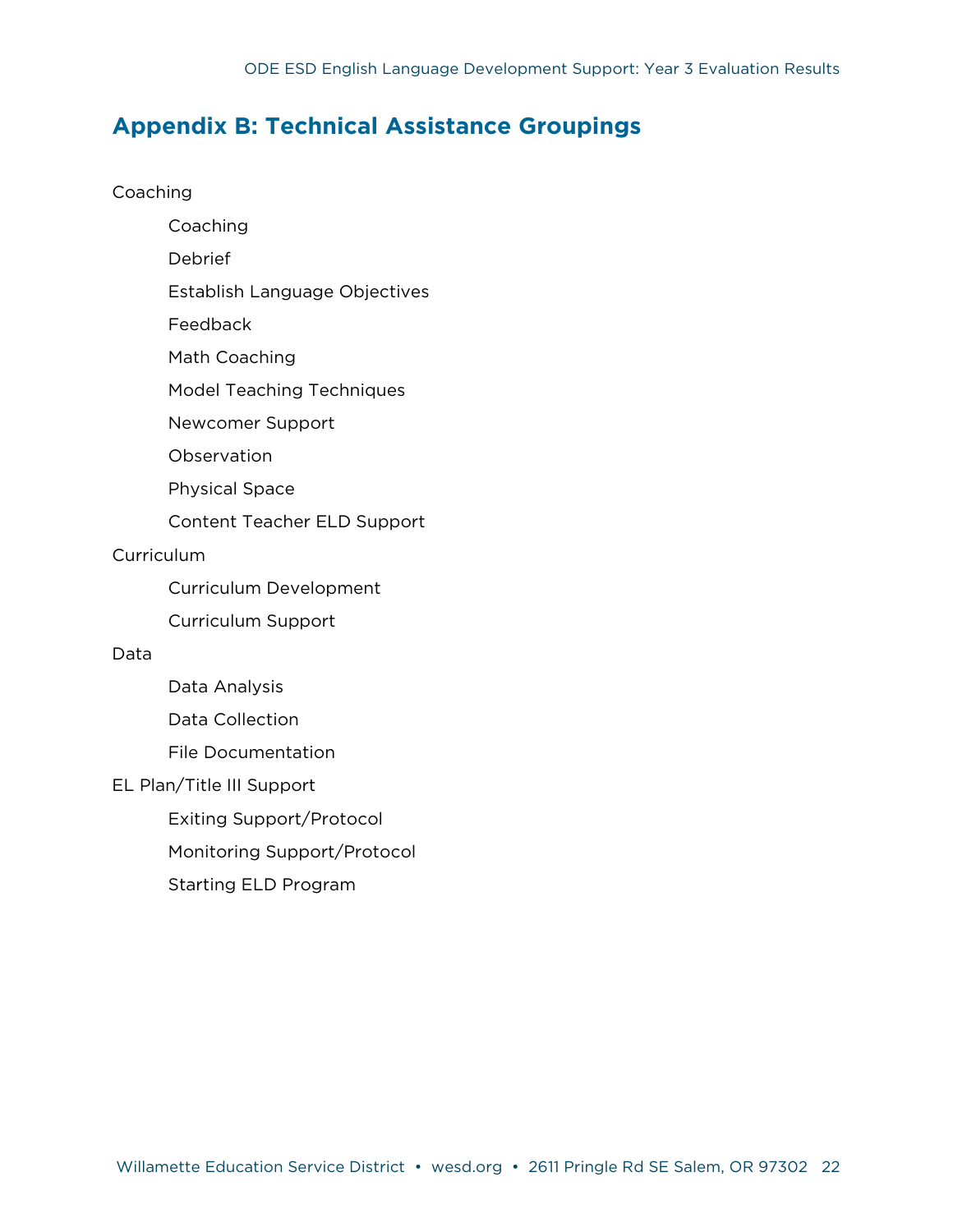## Appendix B: Technical Assistance Groupings

- Coaching
  - Coaching
  - Debrief
  - Establish Language Objectives
  - Feedback
  - Math Coaching
  - Model Teaching Techniques
  - Newcomer Support
  - Observation
  - Physical Space
  - Content Teacher ELD Support
- Curriculum
  - Curriculum Development
  - Curriculum Support
- Data
  - Data Analysis
  - Data Collection
  - File Documentation
- EL Plan/Title III Support
  - Exiting Support/Protocol
  - Monitoring Support/Protocol
  - Starting ELD Program